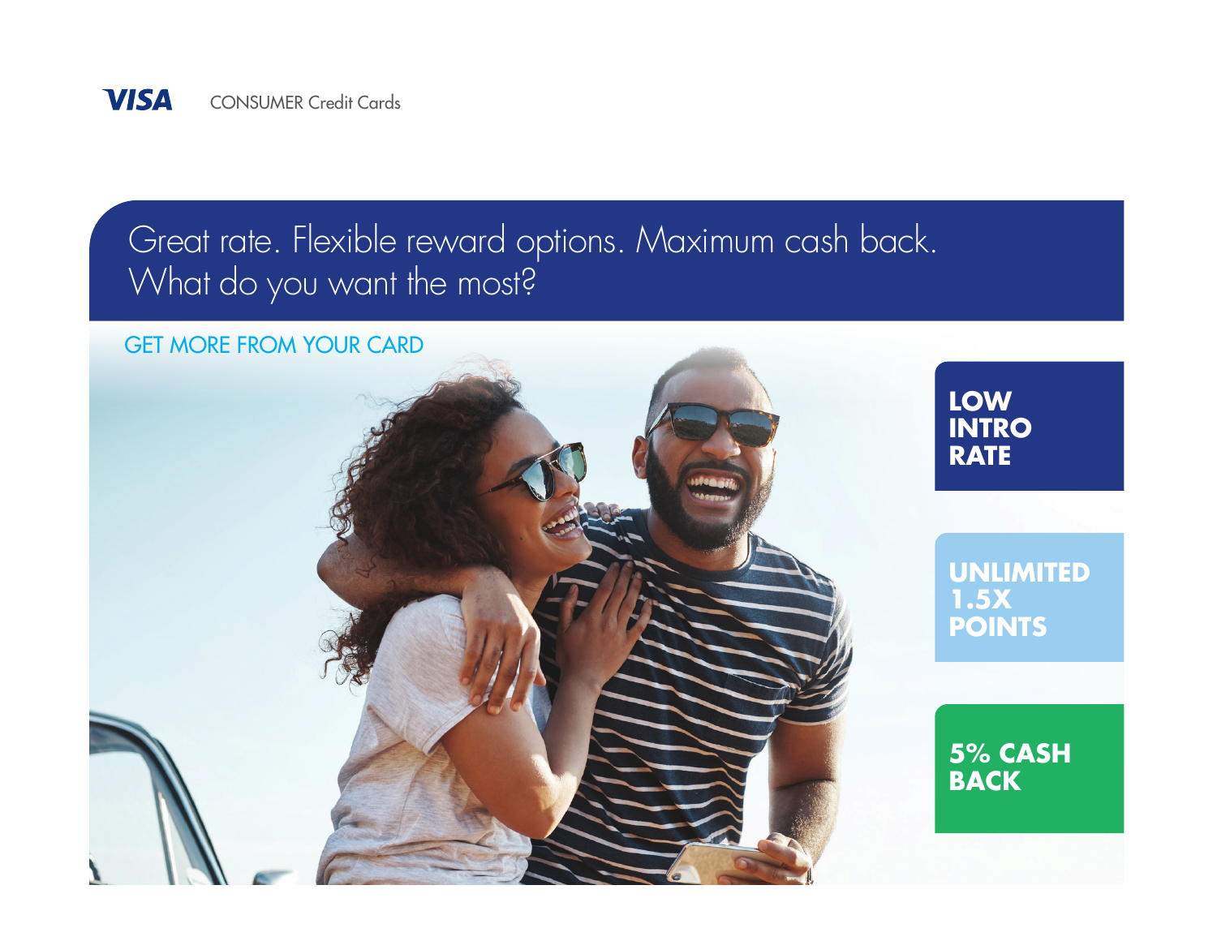VISA CONSUMER Credit Cards

# Great rate. Flexible reward options. Maximum cash back. What do you want the most?

GET MORE FROM YOUR CARD

**LOW INTRO RATE**

**UNLIMITED 1.5X POINTS**

**5% CASH BACK**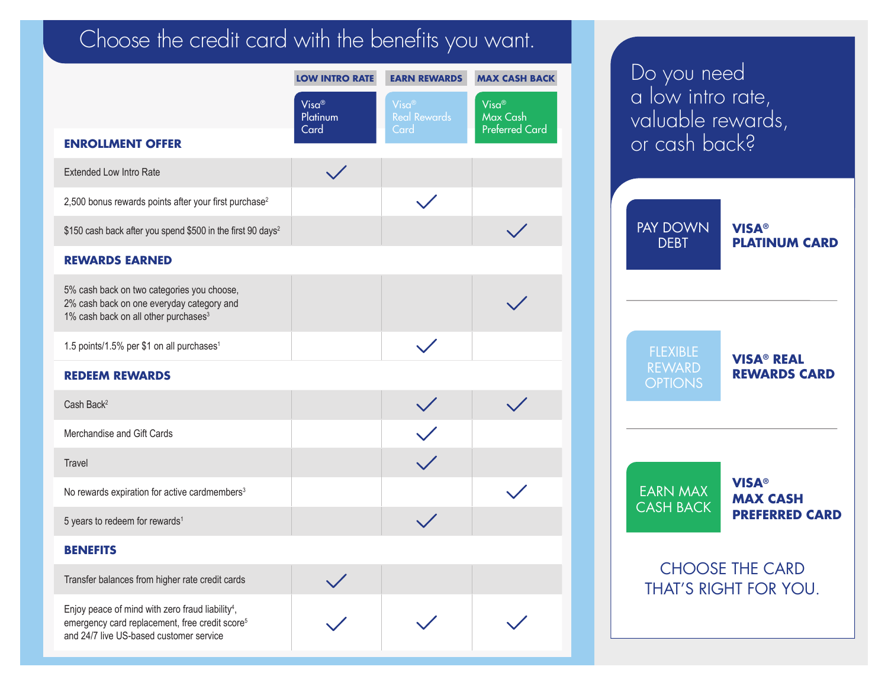# Choose the credit card with the benefits you want.

| | LOW INTRO RATE<br>Visa® Platinum Card | EARN REWARDS<br>Visa® Real Rewards Card | MAX CASH BACK<br>Visa® Max Cash Preferred Card |
|---|---|---|---|
| **ENROLLMENT OFFER** | | | |
| Extended Low Intro Rate | ✓ | | |
| 2,500 bonus rewards points after your first purchase[2] | | ✓ | |
| $150 cash back after you spend $500 in the first 90 days[2] | | | ✓ |
| **REWARDS EARNED** | | | |
| 5% cash back on two categories you choose, 2% cash back on one everyday category and 1% cash back on all other purchases[3] | | | ✓ |
| 1.5 points/1.5% per $1 on all purchases[1] | | ✓ | |
| **REDEEM REWARDS** | | | |
| Cash Back[2] | | ✓ | ✓ |
| Merchandise and Gift Cards | | ✓ | |
| Travel | | ✓ | |
| No rewards expiration for active cardmembers[3] | | | ✓ |
| 5 years to redeem for rewards[1] | | ✓ | |
| **BENEFITS** | | | |
| Transfer balances from higher rate credit cards | ✓ | | |
| Enjoy peace of mind with zero fraud liability[4], emergency card replacement, free credit score[5] and 24/7 live US-based customer service | ✓ | ✓ | ✓ |

## Do you need a low intro rate, valuable rewards, or cash back?

| | |
|---|---|
| PAY DOWN DEBT | **VISA® PLATINUM CARD** |
| FLEXIBLE REWARD OPTIONS | **VISA® REAL REWARDS CARD** |
| EARN MAX CASH BACK | **VISA® MAX CASH PREFERRED CARD** |

CHOOSE THE CARD THAT'S RIGHT FOR YOU.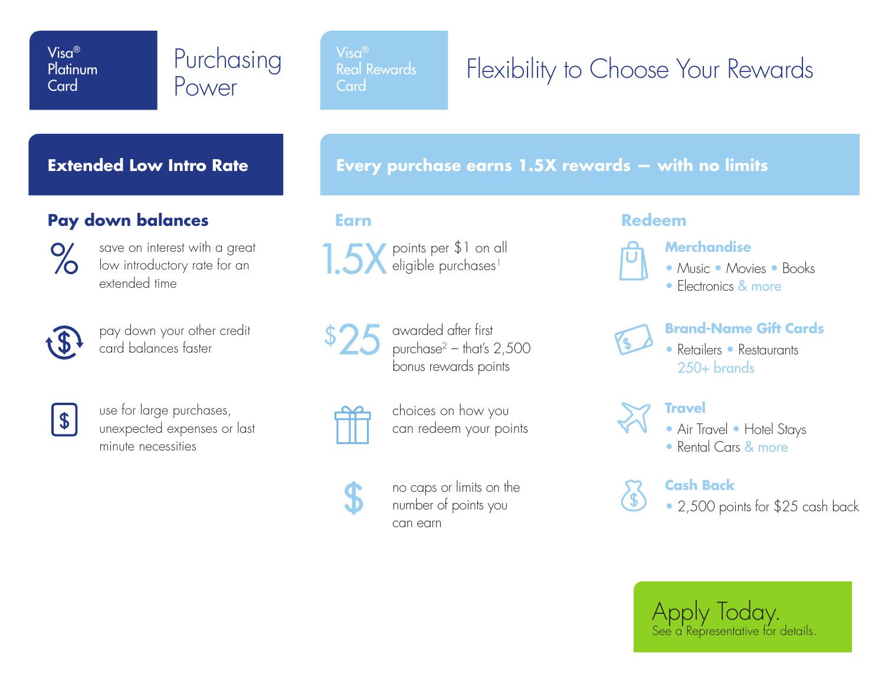## Visa® Platinum Card

# Purchasing Power

### Extended Low Intro Rate

#### Pay down balances

- save on interest with a great low introductory rate for an extended time
- pay down your other credit card balances faster
- use for large purchases, unexpected expenses or last minute necessities

## Visa® Real Rewards Card

# Flexibility to Choose Your Rewards

### Every purchase earns 1.5X rewards — with no limits

#### Earn

- **1.5X** points per $1 on all eligible purchases[1]
- **$25** awarded after first purchase[2] – that's 2,500 bonus rewards points
- choices on how you can redeem your points
- no caps or limits on the number of points you can earn

#### Redeem

**Merchandise**
- Music • Movies • Books
- Electronics & more

**Brand-Name Gift Cards**
- Retailers • Restaurants

250+ brands

**Travel**
- Air Travel • Hotel Stays
- Rental Cars & more

**Cash Back**
- 2,500 points for $25 cash back

**Apply Today.**
See a Representative for details.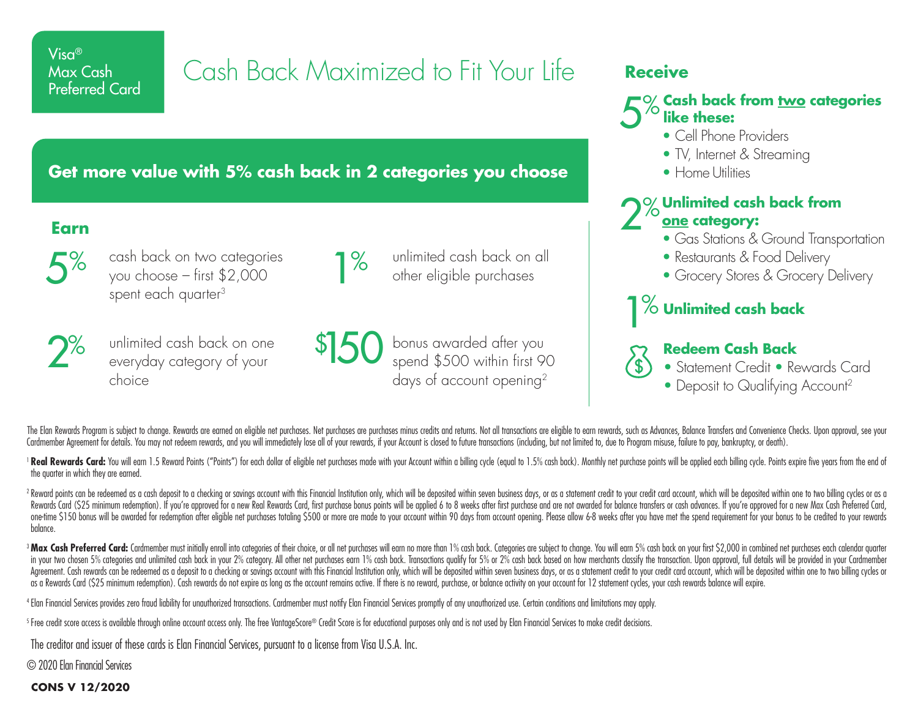Visa®
Max Cash
Preferred Card

# Cash Back Maximized to Fit Your Life

## Get more value with 5% cash back in 2 categories you choose

### Earn

**5%** cash back on two categories you choose – first $2,000 spent each quarter[3]

**1%** unlimited cash back on all other eligible purchases

**2%** unlimited cash back on one everyday category of your choice

**$150** bonus awarded after you spend $500 within first 90 days of account opening[2]

### Receive

**5% Cash back from two categories like these:**

- Cell Phone Providers
- TV, Internet & Streaming
- Home Utilities

**2% Unlimited cash back from one category:**

- Gas Stations & Ground Transportation
- Restaurants & Food Delivery
- Grocery Stores & Grocery Delivery

**1% Unlimited cash back**

**Redeem Cash Back**

- Statement Credit
- Rewards Card
- Deposit to Qualifying Account[2]

The Elan Rewards Program is subject to change. Rewards are earned on eligible net purchases. Net purchases are purchases minus credits and returns. Not all transactions are eligible to earn rewards, such as Advances, Balance Transfers and Convenience Checks. Upon approval, see your Cardmember Agreement for details. You may not redeem rewards, and you will immediately lose all of your rewards, if your Account is closed to future transactions (including, but not limited to, due to Program misuse, failure to pay, bankruptcy, or death).

[1] **Real Rewards Card:** You will earn 1.5 Reward Points ("Points") for each dollar of eligible net purchases made with your Account within a billing cycle (equal to 1.5% cash back). Monthly net purchase points will be applied each billing cycle. Points expire five years from the end of the quarter in which they are earned.

[2] Reward points can be redeemed as a cash deposit to a checking or savings account with this Financial Institution only, which will be deposited within seven business days, or as a statement credit to your credit card account, which will be deposited within one to two billing cycles or as a Rewards Card ($25 minimum redemption). If you're approved for a new Real Rewards Card, first purchase bonus points will be applied 6 to 8 weeks after first purchase and are not awarded for balance transfers or cash advances. If you're approved for a new Max Cash Preferred Card, one-time $150 bonus will be awarded for redemption after eligible net purchases totaling $500 or more are made to your account within 90 days from account opening. Please allow 6-8 weeks after you have met the spend requirement for your bonus to be credited to your rewards balance.

[3] **Max Cash Preferred Card:** Cardmember must initially enroll into categories of their choice, or all net purchases will earn no more than 1% cash back. Categories are subject to change. You will earn 5% cash back on your first $2,000 in combined net purchases each calendar quarter in your two chosen 5% categories and unlimited cash back in your 2% category. All other net purchases earn 1% cash back. Transactions qualify for 5% or 2% cash back based on how merchants classify the transaction. Upon approval, full details will be provided in your Cardmember Agreement. Cash rewards can be redeemed as a deposit to a checking or savings account with this Financial Institution only, which will be deposited within seven business days, or as a statement credit to your credit card account, which will be deposited within one to two billing cycles or as a Rewards Card ($25 minimum redemption). Cash rewards do not expire as long as the account remains active. If there is no reward, purchase, or balance activity on your account for 12 statement cycles, your cash rewards balance will expire.

[4] Elan Financial Services provides zero fraud liability for unauthorized transactions. Cardmember must notify Elan Financial Services promptly of any unauthorized use. Certain conditions and limitations may apply.

[5] Free credit score access is available through online account access only. The free VantageScore® Credit Score is for educational purposes only and is not used by Elan Financial Services to make credit decisions.

The creditor and issuer of these cards is Elan Financial Services, pursuant to a license from Visa U.S.A. Inc.

© 2020 Elan Financial Services

**CONS V 12/2020**